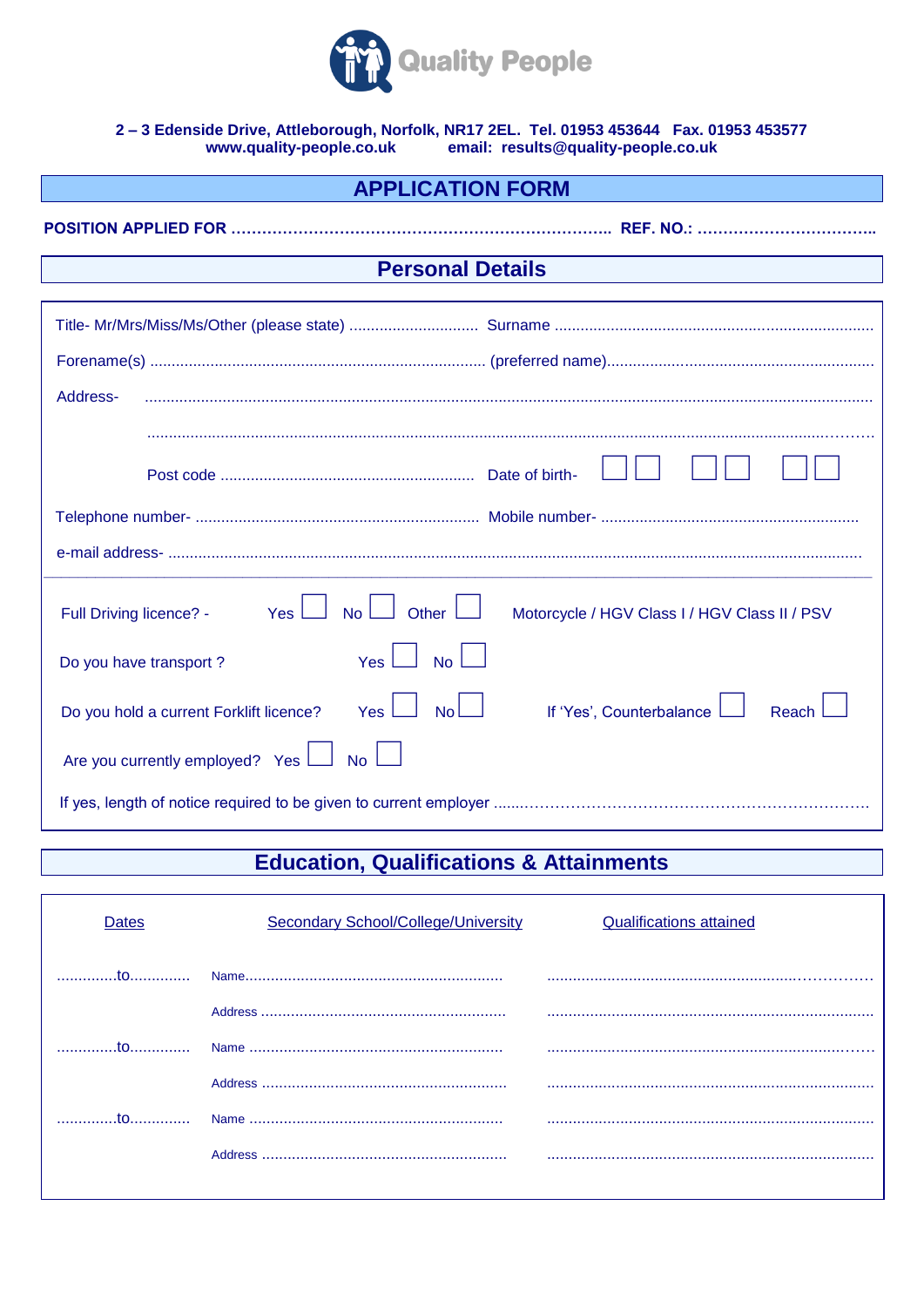Quality People

**2 – 3 Edenside Drive, Attleborough, Norfolk, NR17 2EL. Tel. 01953 453644 Fax. 01953 453577**
**www.quality-people.co.uk email: results@quality-people.co.uk**

# APPLICATION FORM

**POSITION APPLIED FOR ………………………………………………………………….. REF. NO.: ……………………………..**

## Personal Details

Title- Mr/Mrs/Miss/Ms/Other (please state) .............................. Surname .........................................................................

Forename(s) ............................................................................. (preferred name)...........................................................

Address- ...........................................................................................................................................................

...........................................................................................................................................................

Post code .......................................................... Date of birth- ☐☐ ☐☐ ☐☐

Telephone number- ................................................................. Mobile number- ...........................................................

e-mail address- ............................................................................................................................................

---

Full Driving licence? - Yes ☐ No ☐ Other ☐ Motorcycle / HGV Class I / HGV Class II / PSV

Do you have transport ? Yes ☐ No ☐

Do you hold a current Forklift licence? Yes ☐ No ☐ If 'Yes', Counterbalance ☐ Reach ☐

Are you currently employed? Yes ☐ No ☐

If yes, length of notice required to be given to current employer .......……………………………………………………….

## Education, Qualifications & Attainments

| Dates | Secondary School/College/University | Qualifications attained |
|---|---|---|
| ..............to.............. | Name............................................................ | .......................................................................... |
| | Address ......................................................... | .......................................................................... |
| ..............to.............. | Name ........................................................... | .......................................................................... |
| | Address ......................................................... | .......................................................................... |
| ..............to.............. | Name ........................................................... | .......................................................................... |
| | Address ......................................................... | .......................................................................... |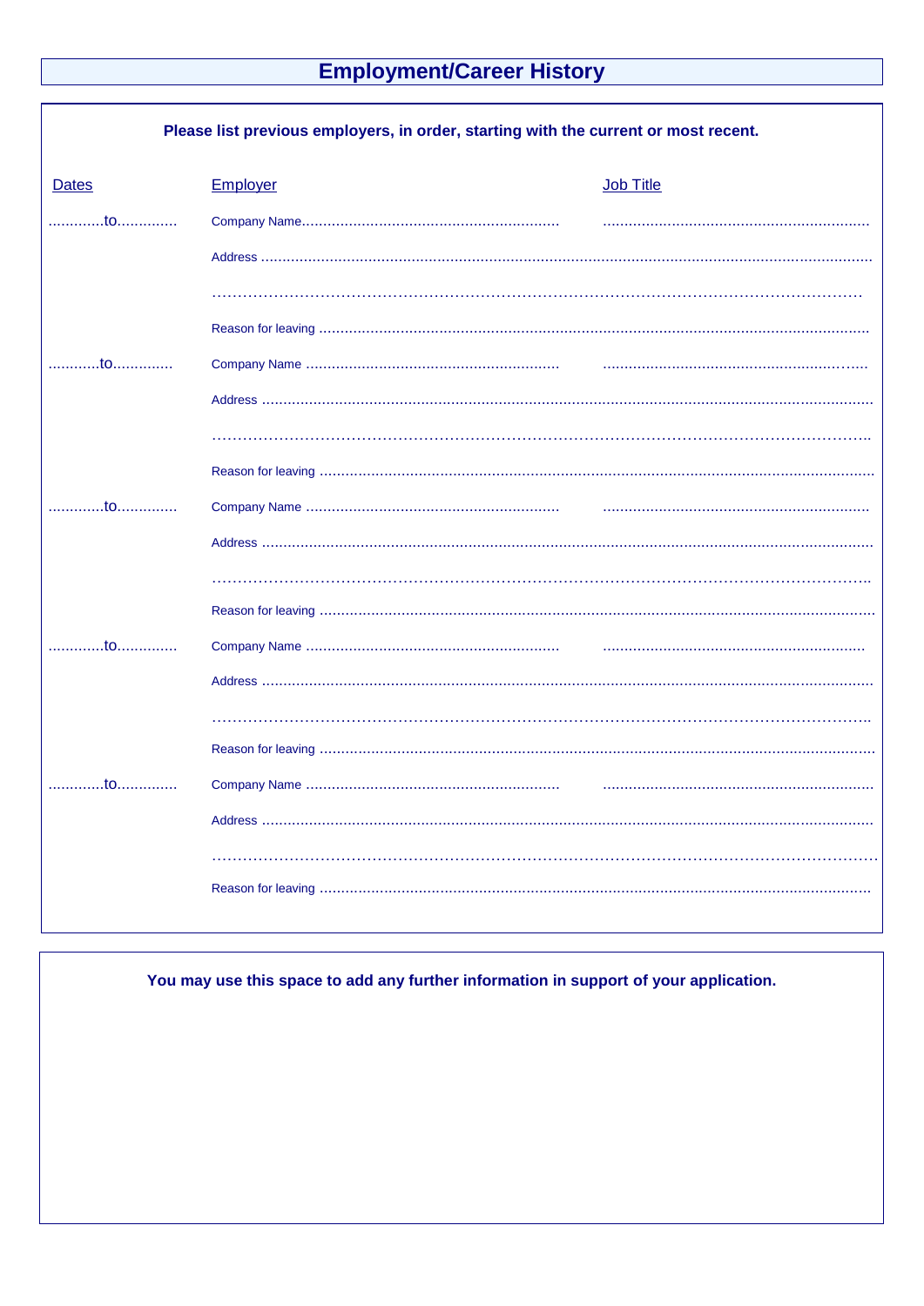# Employment/Career History

**Please list previous employers, in order, starting with the current or most recent.**

| Dates | Employer | Job Title |
|---|---|---|
| ............to............. | Company Name........................................................... | ............................................................. |
| | Address ................................................................................................................................................. | |
| | ……………………………………………………………………………………………………… | |
| | Reason for leaving ..................................................................................................................................... | |
| ...........to............. | Company Name .......................................................... | ............................................................…... |
| | Address ................................................................................................................................................. | |
| | ………………………………………………………………………………………………………….. | |
| | Reason for leaving ..................................................................................................................................... | |
| ............to............. | Company Name .......................................................... | ............................................................. |
| | Address ................................................................................................................................................. | |
| | ………………………………………………………………………………………………………….. | |
| | Reason for leaving ..................................................................................................................................... | |
| ............to............. | Company Name .......................................................... | ............................................................ |
| | Address ................................................................................................................................................. | |
| | ………………………………………………………………………………………………………….. | |
| | Reason for leaving ..................................................................................................................................... | |
| ............to............. | Company Name .......................................................... | .............................................................. |
| | Address ................................................................................................................................................. | |
| | ………………………………………………………………………………………………………….… | |
| | Reason for leaving ..................................................................................................................................... | |

**You may use this space to add any further information in support of your application.**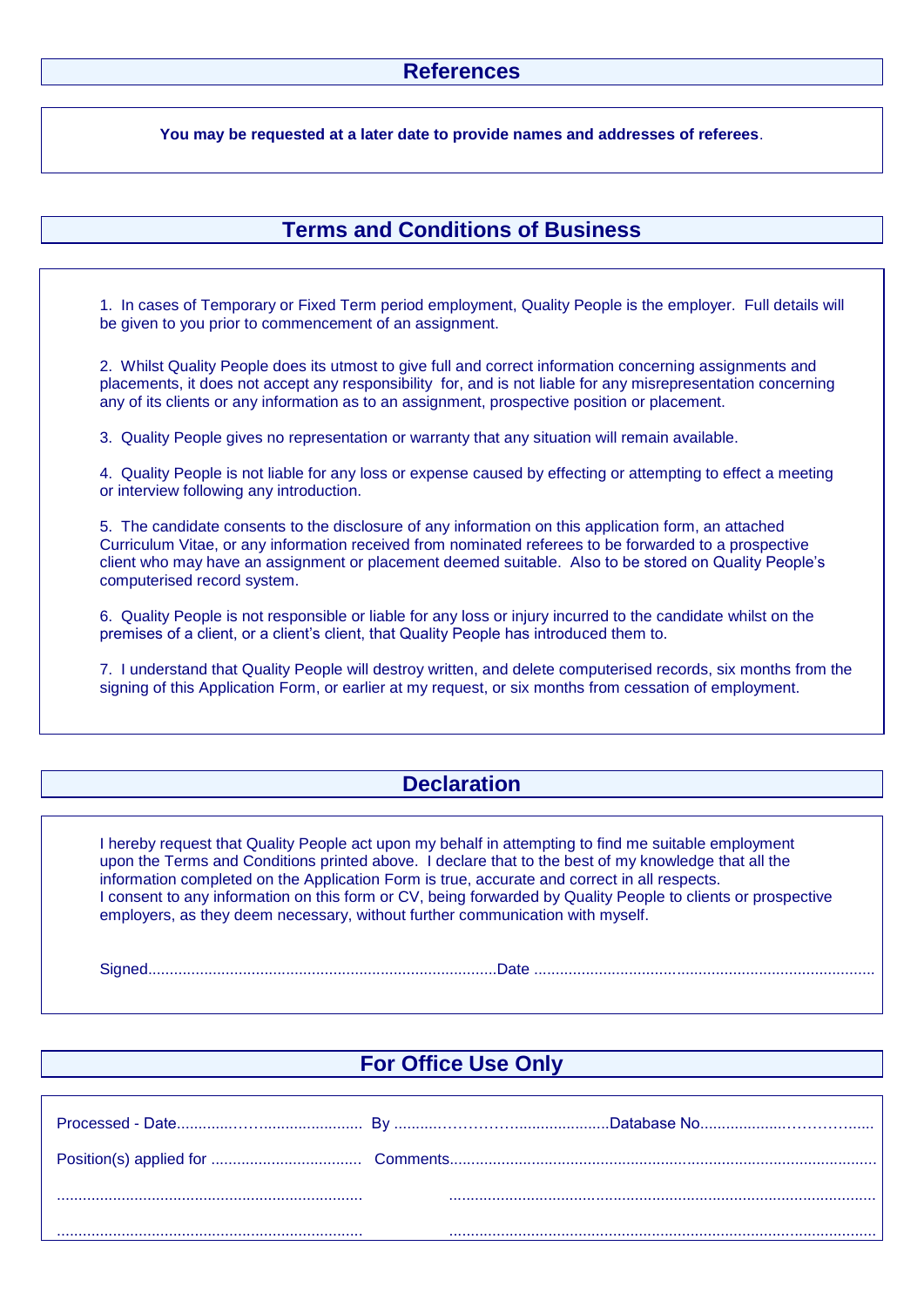## References

**You may be requested at a later date to provide names and addresses of referees**.

## Terms and Conditions of Business

1. In cases of Temporary or Fixed Term period employment, Quality People is the employer. Full details will be given to you prior to commencement of an assignment.

2. Whilst Quality People does its utmost to give full and correct information concerning assignments and placements, it does not accept any responsibility for, and is not liable for any misrepresentation concerning any of its clients or any information as to an assignment, prospective position or placement.

3. Quality People gives no representation or warranty that any situation will remain available.

4. Quality People is not liable for any loss or expense caused by effecting or attempting to effect a meeting or interview following any introduction.

5. The candidate consents to the disclosure of any information on this application form, an attached Curriculum Vitae, or any information received from nominated referees to be forwarded to a prospective client who may have an assignment or placement deemed suitable. Also to be stored on Quality People's computerised record system.

6. Quality People is not responsible or liable for any loss or injury incurred to the candidate whilst on the premises of a client, or a client's client, that Quality People has introduced them to.

7. I understand that Quality People will destroy written, and delete computerised records, six months from the signing of this Application Form, or earlier at my request, or six months from cessation of employment.

## Declaration

I hereby request that Quality People act upon my behalf in attempting to find me suitable employment upon the Terms and Conditions printed above. I declare that to the best of my knowledge that all the information completed on the Application Form is true, accurate and correct in all respects.
I consent to any information on this form or CV, being forwarded by Quality People to clients or prospective employers, as they deem necessary, without further communication with myself.

Signed.................................................................................Date ...............................................................................

## For Office Use Only

Processed - Date............…….......................... By ...........……………......................Database No...................………......

Position(s) applied for .................................. Comments.................................................................................................

....................................................................... ..................................................................................................

....................................................................... ..................................................................................................